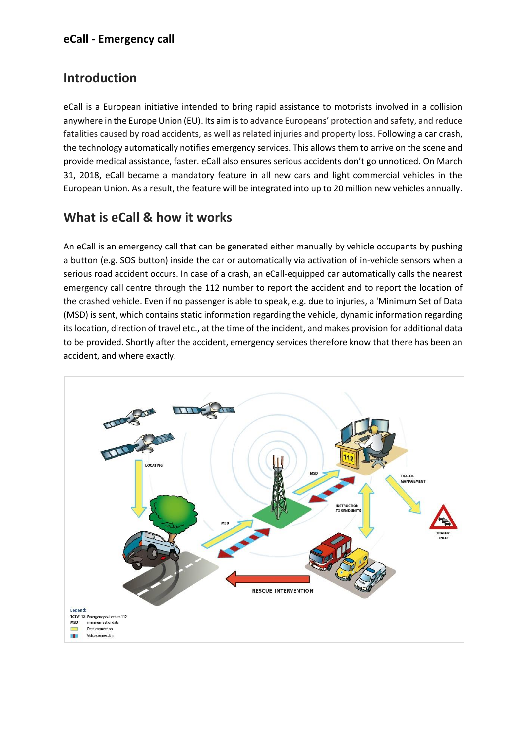# eCall - Emergency call

## Introduction

eCall is a European initiative intended to bring rapid assistance to motorists involved in a collision anywhere in the Europe Union (EU). Its aim is to advance Europeans' protection and safety, and reduce fatalities caused by road accidents, as well as related injuries and property loss. Following a car crash, the technology automatically notifies emergency services. This allows them to arrive on the scene and provide medical assistance, faster. eCall also ensures serious accidents don't go unnoticed. On March 31, 2018, eCall became a mandatory feature in all new cars and light commercial vehicles in the European Union. As a result, the feature will be integrated into up to 20 million new vehicles annually.

## What is eCall & how it works

An eCall is an emergency call that can be generated either manually by vehicle occupants by pushing a button (e.g. SOS button) inside the car or automatically via activation of in-vehicle sensors when a serious road accident occurs. In case of a crash, an eCall-equipped car automatically calls the nearest emergency call centre through the 112 number to report the accident and to report the location of the crashed vehicle. Even if no passenger is able to speak, e.g. due to injuries, a 'Minimum Set of Data (MSD) is sent, which contains static information regarding the vehicle, dynamic information regarding its location, direction of travel etc., at the time of the incident, and makes provision for additional data to be provided. Shortly after the accident, emergency services therefore know that there has been an accident, and where exactly.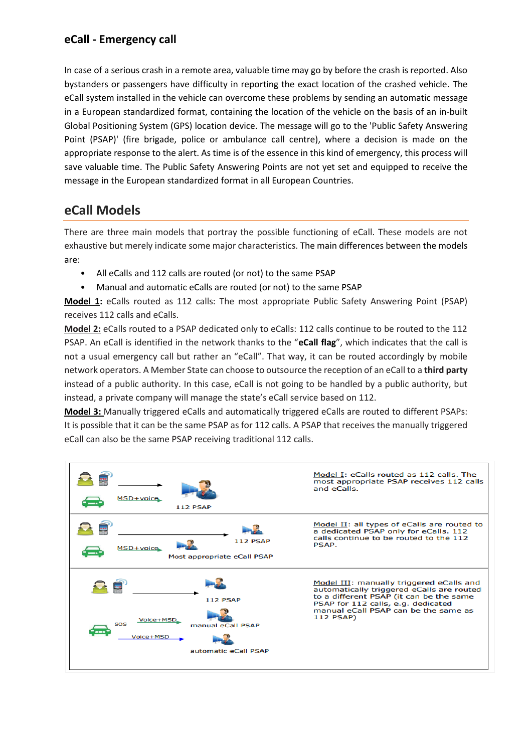## eCall - Emergency call

In case of a serious crash in a remote area, valuable time may go by before the crash is reported. Also bystanders or passengers have difficulty in reporting the exact location of the crashed vehicle. The eCall system installed in the vehicle can overcome these problems by sending an automatic message in a European standardized format, containing the location of the vehicle on the basis of an in-built Global Positioning System (GPS) location device. The message will go to the 'Public Safety Answering Point (PSAP)' (fire brigade, police or ambulance call centre), where a decision is made on the appropriate response to the alert. As time is of the essence in this kind of emergency, this process will save valuable time. The Public Safety Answering Points are not yet set and equipped to receive the message in the European standardized format in all European Countries.

## eCall Models

There are three main models that portray the possible functioning of eCall. These models are not exhaustive but merely indicate some major characteristics. The main differences between the models are:

- All eCalls and 112 calls are routed (or not) to the same PSAP
- Manual and automatic eCalls are routed (or not) to the same PSAP

**Model 1:** eCalls routed as 112 calls: The most appropriate Public Safety Answering Point (PSAP) receives 112 calls and eCalls.

**Model 2:** eCalls routed to a PSAP dedicated only to eCalls: 112 calls continue to be routed to the 112 PSAP. An eCall is identified in the network thanks to the "**eCall flag**", which indicates that the call is not a usual emergency call but rather an "eCall". That way, it can be routed accordingly by mobile network operators. A Member State can choose to outsource the reception of an eCall to a **third party** instead of a public authority. In this case, eCall is not going to be handled by a public authority, but instead, a private company will manage the state's eCall service based on 112.

**Model 3:** Manually triggered eCalls and automatically triggered eCalls are routed to different PSAPs: It is possible that it can be the same PSAP as for 112 calls. A PSAP that receives the manually triggered eCall can also be the same PSAP receiving traditional 112 calls.

| Diagram | Description |
| --- | --- |
| MSD+voice → 112 PSAP | Model I: eCalls routed as 112 calls. The most appropriate PSAP receives 112 calls and eCalls. |
| → 112 PSAP; MSD+voice → Most appropriate eCall PSAP | Model II: all types of eCalls are routed to a dedicated PSAP only for eCalls. 112 calls continue to be routed to the 112 PSAP. |
| → 112 PSAP; SOS Voice+MSD → manual eCall PSAP; Voice+MSD → automatic eCall PSAP | Model III: manually triggered eCalls and automatically triggered eCalls are routed to a different PSAP (it can be the same PSAP for 112 calls, e.g. dedicated manual eCall PSAP can be the same as 112 PSAP) |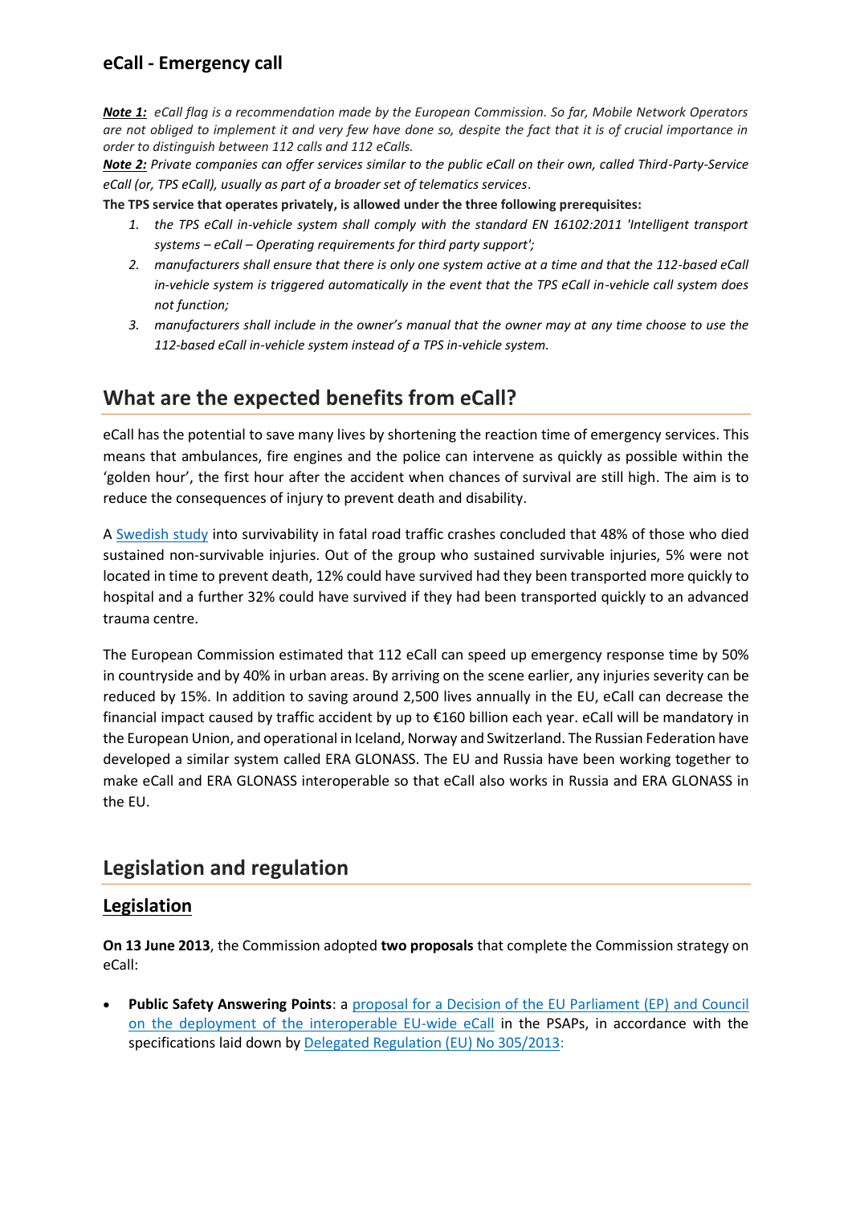## eCall - Emergency call

***Note 1:*** *eCall flag is a recommendation made by the European Commission. So far, Mobile Network Operators are not obliged to implement it and very few have done so, despite the fact that it is of crucial importance in order to distinguish between 112 calls and 112 eCalls.*

***Note 2:*** *Private companies can offer services similar to the public eCall on their own, called Third-Party-Service eCall (or, TPS eCall), usually as part of a broader set of telematics services*.

**The TPS service that operates privately, is allowed under the three following prerequisites:**

1. *the TPS eCall in-vehicle system shall comply with the standard EN 16102:2011 'Intelligent transport systems – eCall – Operating requirements for third party support';*
2. *manufacturers shall ensure that there is only one system active at a time and that the 112-based eCall in-vehicle system is triggered automatically in the event that the TPS eCall in-vehicle call system does not function;*
3. *manufacturers shall include in the owner's manual that the owner may at any time choose to use the 112-based eCall in-vehicle system instead of a TPS in-vehicle system.*

# What are the expected benefits from eCall?

eCall has the potential to save many lives by shortening the reaction time of emergency services. This means that ambulances, fire engines and the police can intervene as quickly as possible within the 'golden hour', the first hour after the accident when chances of survival are still high. The aim is to reduce the consequences of injury to prevent death and disability.

A [Swedish study](#) into survivability in fatal road traffic crashes concluded that 48% of those who died sustained non-survivable injuries. Out of the group who sustained survivable injuries, 5% were not located in time to prevent death, 12% could have survived had they been transported more quickly to hospital and a further 32% could have survived if they had been transported quickly to an advanced trauma centre.

The European Commission estimated that 112 eCall can speed up emergency response time by 50% in countryside and by 40% in urban areas. By arriving on the scene earlier, any injuries severity can be reduced by 15%. In addition to saving around 2,500 lives annually in the EU, eCall can decrease the financial impact caused by traffic accident by up to €160 billion each year. eCall will be mandatory in the European Union, and operational in Iceland, Norway and Switzerland. The Russian Federation have developed a similar system called ERA GLONASS. The EU and Russia have been working together to make eCall and ERA GLONASS interoperable so that eCall also works in Russia and ERA GLONASS in the EU.

# Legislation and regulation

## Legislation

**On 13 June 2013**, the Commission adopted **two proposals** that complete the Commission strategy on eCall:

- **Public Safety Answering Points**: a [proposal for a Decision of the EU Parliament (EP) and Council on the deployment of the interoperable EU-wide eCall](#) in the PSAPs, in accordance with the specifications laid down by [Delegated Regulation (EU) No 305/2013:](#)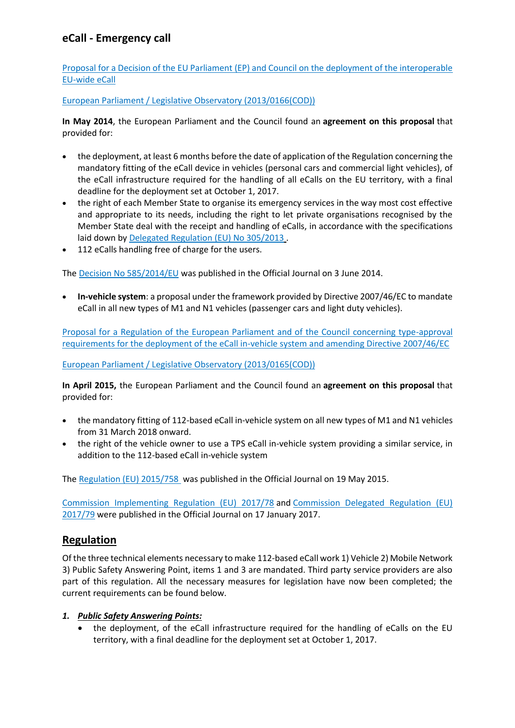## eCall - Emergency call

Proposal for a Decision of the EU Parliament (EP) and Council on the deployment of the interoperable EU-wide eCall

European Parliament / Legislative Observatory (2013/0166(COD))

**In May 2014**, the European Parliament and the Council found an **agreement on this proposal** that provided for:

- the deployment, at least 6 months before the date of application of the Regulation concerning the mandatory fitting of the eCall device in vehicles (personal cars and commercial light vehicles), of the eCall infrastructure required for the handling of all eCalls on the EU territory, with a final deadline for the deployment set at October 1, 2017.
- the right of each Member State to organise its emergency services in the way most cost effective and appropriate to its needs, including the right to let private organisations recognised by the Member State deal with the receipt and handling of eCalls, in accordance with the specifications laid down by Delegated Regulation (EU) No 305/2013 .
- 112 eCalls handling free of charge for the users.

The Decision No 585/2014/EU was published in the Official Journal on 3 June 2014.

- **In-vehicle system**: a proposal under the framework provided by Directive 2007/46/EC to mandate eCall in all new types of M1 and N1 vehicles (passenger cars and light duty vehicles).

Proposal for a Regulation of the European Parliament and of the Council concerning type-approval requirements for the deployment of the eCall in-vehicle system and amending Directive 2007/46/EC

European Parliament / Legislative Observatory (2013/0165(COD))

**In April 2015,** the European Parliament and the Council found an **agreement on this proposal** that provided for:

- the mandatory fitting of 112-based eCall in-vehicle system on all new types of M1 and N1 vehicles from 31 March 2018 onward.
- the right of the vehicle owner to use a TPS eCall in-vehicle system providing a similar service, in addition to the 112-based eCall in-vehicle system

The Regulation (EU) 2015/758 was published in the Official Journal on 19 May 2015.

Commission Implementing Regulation (EU) 2017/78 and Commission Delegated Regulation (EU) 2017/79 were published in the Official Journal on 17 January 2017.

## Regulation

Of the three technical elements necessary to make 112-based eCall work 1) Vehicle 2) Mobile Network 3) Public Safety Answering Point, items 1 and 3 are mandated. Third party service providers are also part of this regulation. All the necessary measures for legislation have now been completed; the current requirements can be found below.

1. ***Public Safety Answering Points:***
   - the deployment, of the eCall infrastructure required for the handling of eCalls on the EU territory, with a final deadline for the deployment set at October 1, 2017.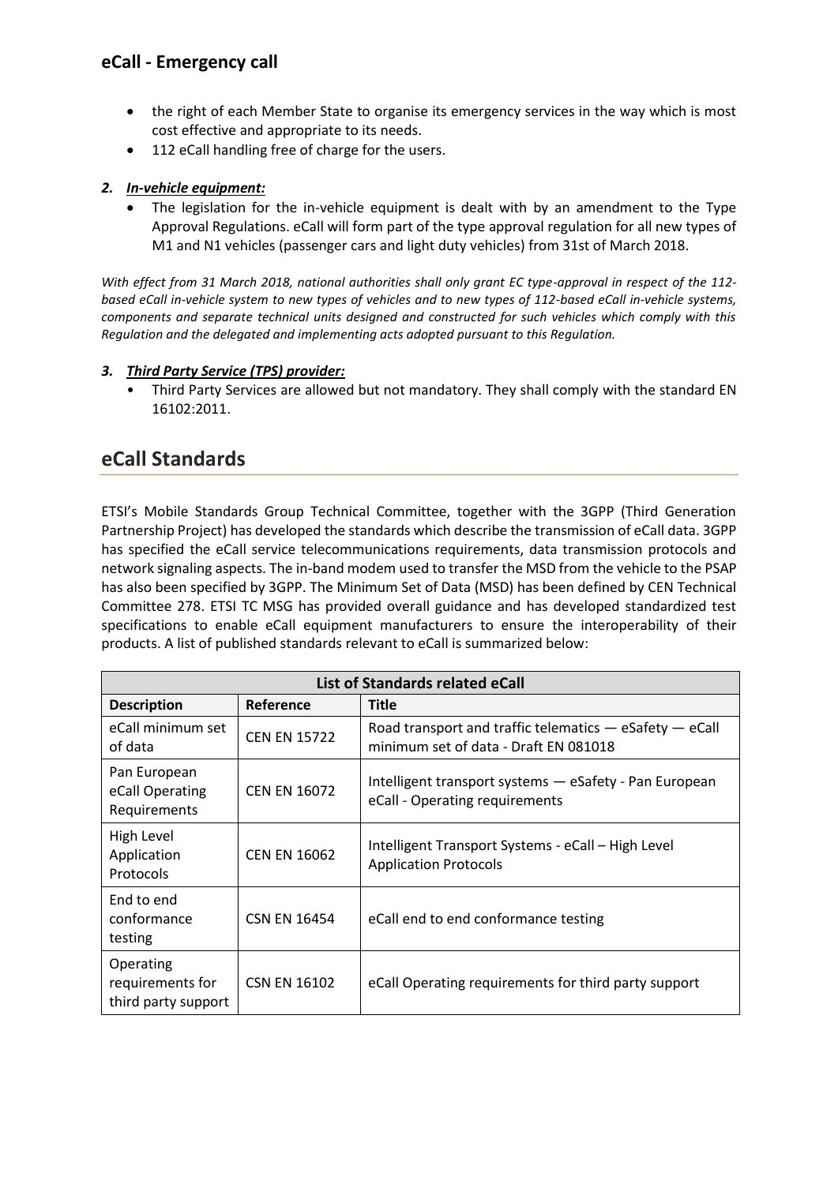- the right of each Member State to organise its emergency services in the way which is most cost effective and appropriate to its needs.
- 112 eCall handling free of charge for the users.

***2. In-vehicle equipment:***

- The legislation for the in-vehicle equipment is dealt with by an amendment to the Type Approval Regulations. eCall will form part of the type approval regulation for all new types of M1 and N1 vehicles (passenger cars and light duty vehicles) from 31st of March 2018.

*With effect from 31 March 2018, national authorities shall only grant EC type-approval in respect of the 112-based eCall in-vehicle system to new types of vehicles and to new types of 112-based eCall in-vehicle systems, components and separate technical units designed and constructed for such vehicles which comply with this Regulation and the delegated and implementing acts adopted pursuant to this Regulation.*

***3. Third Party Service (TPS) provider:***

- Third Party Services are allowed but not mandatory. They shall comply with the standard EN 16102:2011.

## eCall Standards

ETSI's Mobile Standards Group Technical Committee, together with the 3GPP (Third Generation Partnership Project) has developed the standards which describe the transmission of eCall data. 3GPP has specified the eCall service telecommunications requirements, data transmission protocols and network signaling aspects. The in-band modem used to transfer the MSD from the vehicle to the PSAP has also been specified by 3GPP. The Minimum Set of Data (MSD) has been defined by CEN Technical Committee 278. ETSI TC MSG has provided overall guidance and has developed standardized test specifications to enable eCall equipment manufacturers to ensure the interoperability of their products. A list of published standards relevant to eCall is summarized below:

| List of Standards related eCall | | |
|---|---|---|
| **Description** | **Reference** | **Title** |
| eCall minimum set of data | CEN EN 15722 | Road transport and traffic telematics — eSafety — eCall minimum set of data - Draft EN 081018 |
| Pan European eCall Operating Requirements | CEN EN 16072 | Intelligent transport systems — eSafety - Pan European eCall - Operating requirements |
| High Level Application Protocols | CEN EN 16062 | Intelligent Transport Systems - eCall – High Level Application Protocols |
| End to end conformance testing | CSN EN 16454 | eCall end to end conformance testing |
| Operating requirements for third party support | CSN EN 16102 | eCall Operating requirements for third party support |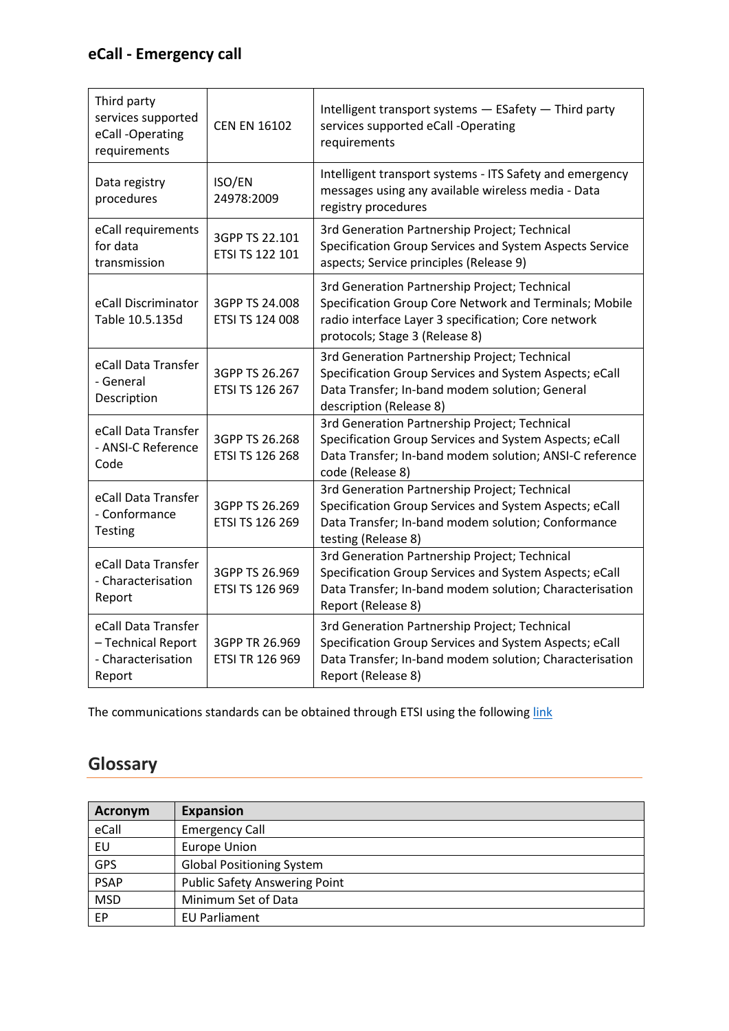## eCall - Emergency call

| | | |
|---|---|---|
| Third party services supported eCall -Operating requirements | CEN EN 16102 | Intelligent transport systems — ESafety — Third party services supported eCall -Operating requirements |
| Data registry procedures | ISO/EN 24978:2009 | Intelligent transport systems - ITS Safety and emergency messages using any available wireless media - Data registry procedures |
| eCall requirements for data transmission | 3GPP TS 22.101 ETSI TS 122 101 | 3rd Generation Partnership Project; Technical Specification Group Services and System Aspects Service aspects; Service principles (Release 9) |
| eCall Discriminator Table 10.5.135d | 3GPP TS 24.008 ETSI TS 124 008 | 3rd Generation Partnership Project; Technical Specification Group Core Network and Terminals; Mobile radio interface Layer 3 specification; Core network protocols; Stage 3 (Release 8) |
| eCall Data Transfer - General Description | 3GPP TS 26.267 ETSI TS 126 267 | 3rd Generation Partnership Project; Technical Specification Group Services and System Aspects; eCall Data Transfer; In-band modem solution; General description (Release 8) |
| eCall Data Transfer - ANSI-C Reference Code | 3GPP TS 26.268 ETSI TS 126 268 | 3rd Generation Partnership Project; Technical Specification Group Services and System Aspects; eCall Data Transfer; In-band modem solution; ANSI-C reference code (Release 8) |
| eCall Data Transfer - Conformance Testing | 3GPP TS 26.269 ETSI TS 126 269 | 3rd Generation Partnership Project; Technical Specification Group Services and System Aspects; eCall Data Transfer; In-band modem solution; Conformance testing (Release 8) |
| eCall Data Transfer - Characterisation Report | 3GPP TS 26.969 ETSI TS 126 969 | 3rd Generation Partnership Project; Technical Specification Group Services and System Aspects; eCall Data Transfer; In-band modem solution; Characterisation Report (Release 8) |
| eCall Data Transfer – Technical Report - Characterisation Report | 3GPP TR 26.969 ETSI TR 126 969 | 3rd Generation Partnership Project; Technical Specification Group Services and System Aspects; eCall Data Transfer; In-band modem solution; Characterisation Report (Release 8) |

The communications standards can be obtained through ETSI using the following link

## Glossary

| Acronym | Expansion |
|---|---|
| eCall | Emergency Call |
| EU | Europe Union |
| GPS | Global Positioning System |
| PSAP | Public Safety Answering Point |
| MSD | Minimum Set of Data |
| EP | EU Parliament |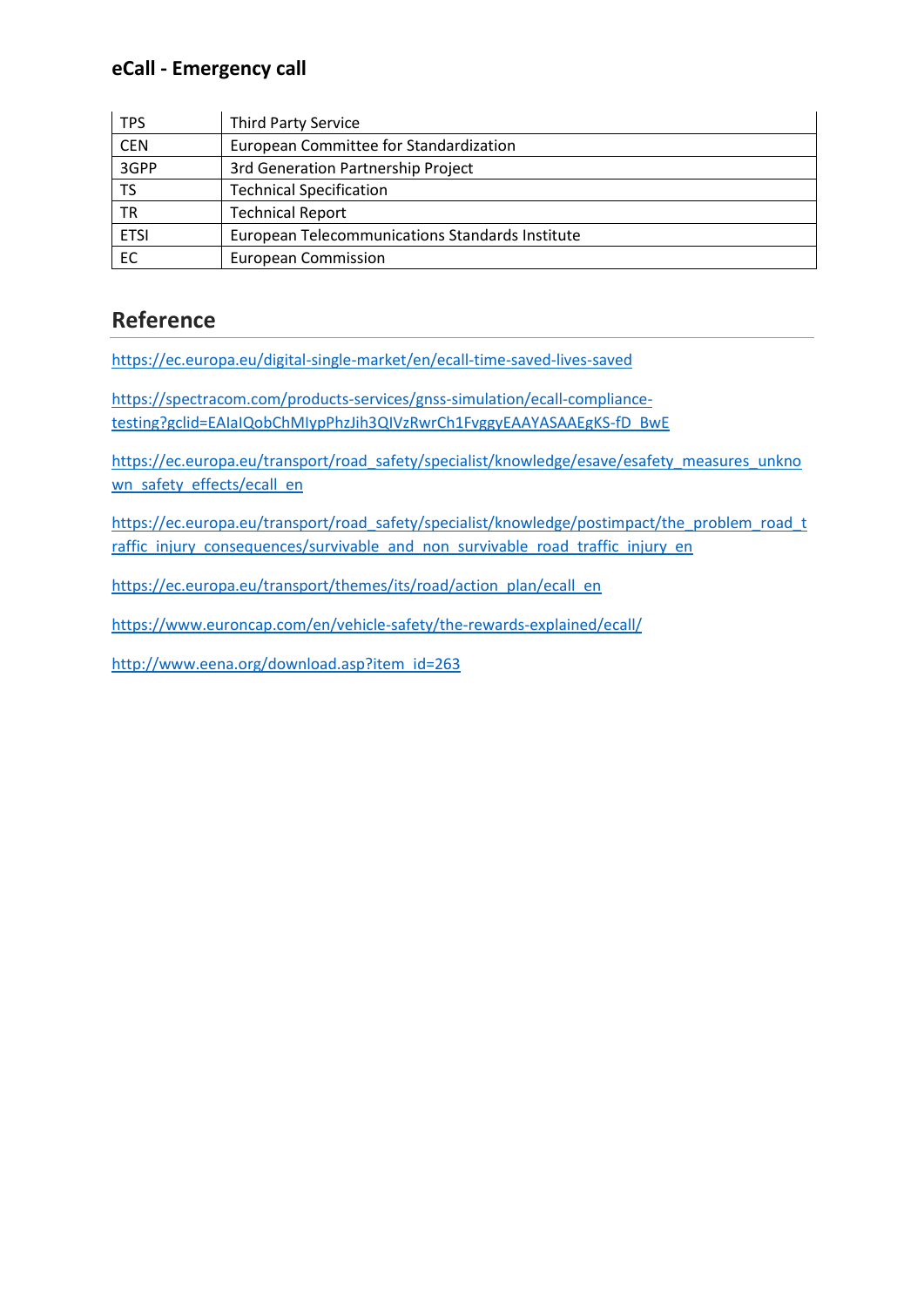| | |
|---|---|
| TPS | Third Party Service |
| CEN | European Committee for Standardization |
| 3GPP | 3rd Generation Partnership Project |
| TS | Technical Specification |
| TR | Technical Report |
| ETSI | European Telecommunications Standards Institute |
| EC | European Commission |

## Reference

https://ec.europa.eu/digital-single-market/en/ecall-time-saved-lives-saved

https://spectracom.com/products-services/gnss-simulation/ecall-compliance-testing?gclid=EAIaIQobChMIypPhzJih3QIVzRwrCh1FvggyEAAYASAAEgKS-fD_BwE

https://ec.europa.eu/transport/road_safety/specialist/knowledge/esave/esafety_measures_unknown_safety_effects/ecall_en

https://ec.europa.eu/transport/road_safety/specialist/knowledge/postimpact/the_problem_road_traffic_injury_consequences/survivable_and_non_survivable_road_traffic_injury_en

https://ec.europa.eu/transport/themes/its/road/action_plan/ecall_en

https://www.euroncap.com/en/vehicle-safety/the-rewards-explained/ecall/

http://www.eena.org/download.asp?item_id=263